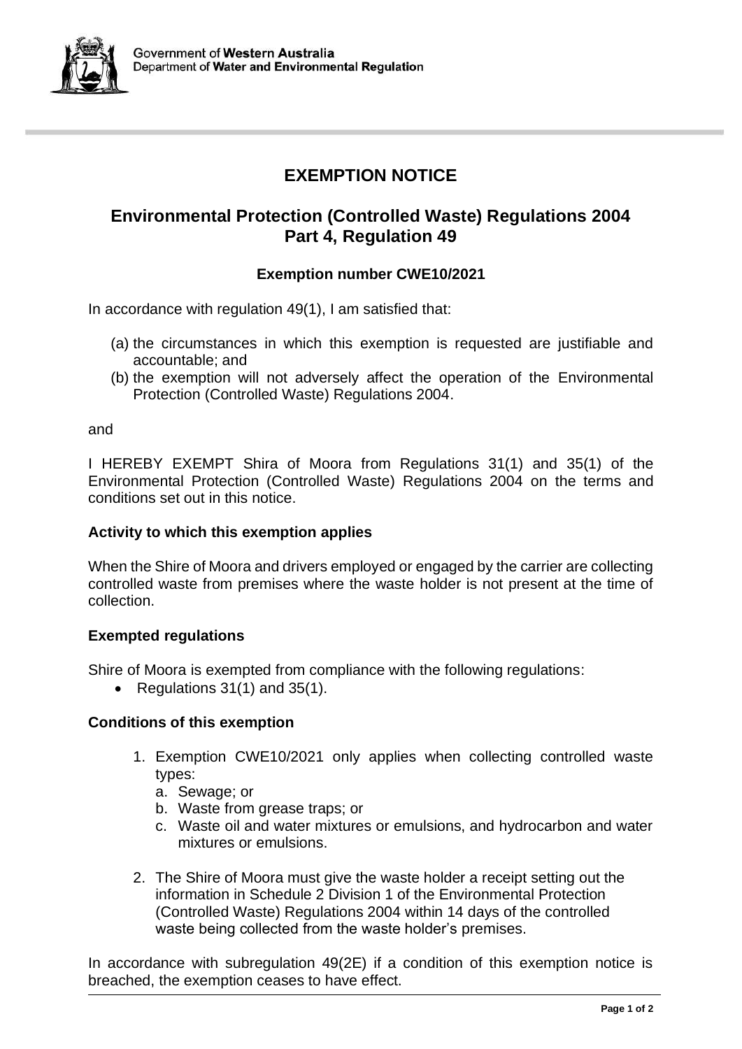Government of **Western Australia**
Department of **Water and Environmental Regulation**

# EXEMPTION NOTICE

## Environmental Protection (Controlled Waste) Regulations 2004
## Part 4, Regulation 49

### Exemption number CWE10/2021

In accordance with regulation 49(1), I am satisfied that:

(a) the circumstances in which this exemption is requested are justifiable and accountable; and
(b) the exemption will not adversely affect the operation of the Environmental Protection (Controlled Waste) Regulations 2004.

and

I HEREBY EXEMPT Shira of Moora from Regulations 31(1) and 35(1) of the Environmental Protection (Controlled Waste) Regulations 2004 on the terms and conditions set out in this notice.

**Activity to which this exemption applies**

When the Shire of Moora and drivers employed or engaged by the carrier are collecting controlled waste from premises where the waste holder is not present at the time of collection.

**Exempted regulations**

Shire of Moora is exempted from compliance with the following regulations:

- Regulations 31(1) and 35(1).

**Conditions of this exemption**

1. Exemption CWE10/2021 only applies when collecting controlled waste types:
   a. Sewage; or
   b. Waste from grease traps; or
   c. Waste oil and water mixtures or emulsions, and hydrocarbon and water mixtures or emulsions.

2. The Shire of Moora must give the waste holder a receipt setting out the information in Schedule 2 Division 1 of the Environmental Protection (Controlled Waste) Regulations 2004 within 14 days of the controlled waste being collected from the waste holder's premises.

In accordance with subregulation 49(2E) if a condition of this exemption notice is breached, the exemption ceases to have effect.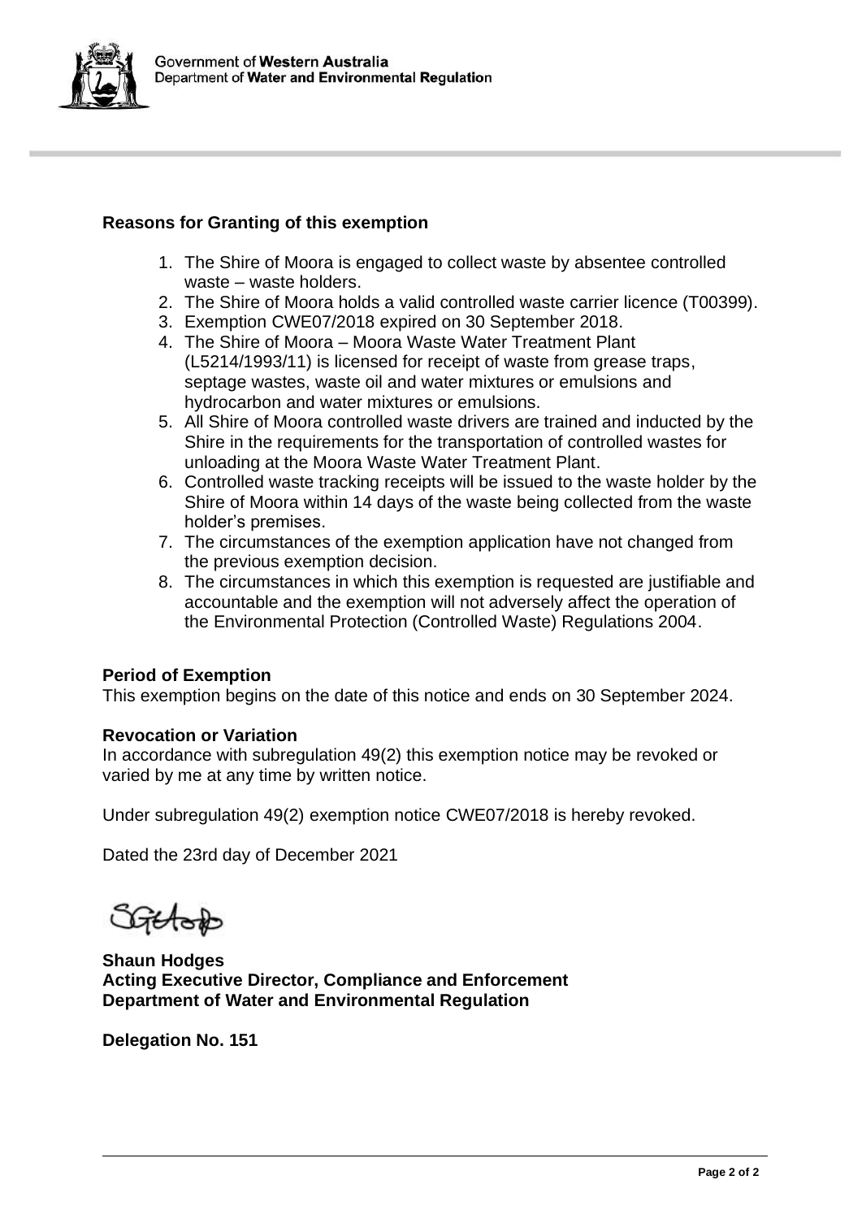**Reasons for Granting of this exemption**

1. The Shire of Moora is engaged to collect waste by absentee controlled waste – waste holders.
2. The Shire of Moora holds a valid controlled waste carrier licence (T00399).
3. Exemption CWE07/2018 expired on 30 September 2018.
4. The Shire of Moora – Moora Waste Water Treatment Plant (L5214/1993/11) is licensed for receipt of waste from grease traps, septage wastes, waste oil and water mixtures or emulsions and hydrocarbon and water mixtures or emulsions.
5. All Shire of Moora controlled waste drivers are trained and inducted by the Shire in the requirements for the transportation of controlled wastes for unloading at the Moora Waste Water Treatment Plant.
6. Controlled waste tracking receipts will be issued to the waste holder by the Shire of Moora within 14 days of the waste being collected from the waste holder's premises.
7. The circumstances of the exemption application have not changed from the previous exemption decision.
8. The circumstances in which this exemption is requested are justifiable and accountable and the exemption will not adversely affect the operation of the Environmental Protection (Controlled Waste) Regulations 2004.

**Period of Exemption**

This exemption begins on the date of this notice and ends on 30 September 2024.

**Revocation or Variation**

In accordance with subregulation 49(2) this exemption notice may be revoked or varied by me at any time by written notice.

Under subregulation 49(2) exemption notice CWE07/2018 is hereby revoked.

Dated the 23rd day of December 2021

**Shaun Hodges**
**Acting Executive Director, Compliance and Enforcement**
**Department of Water and Environmental Regulation**

**Delegation No. 151**